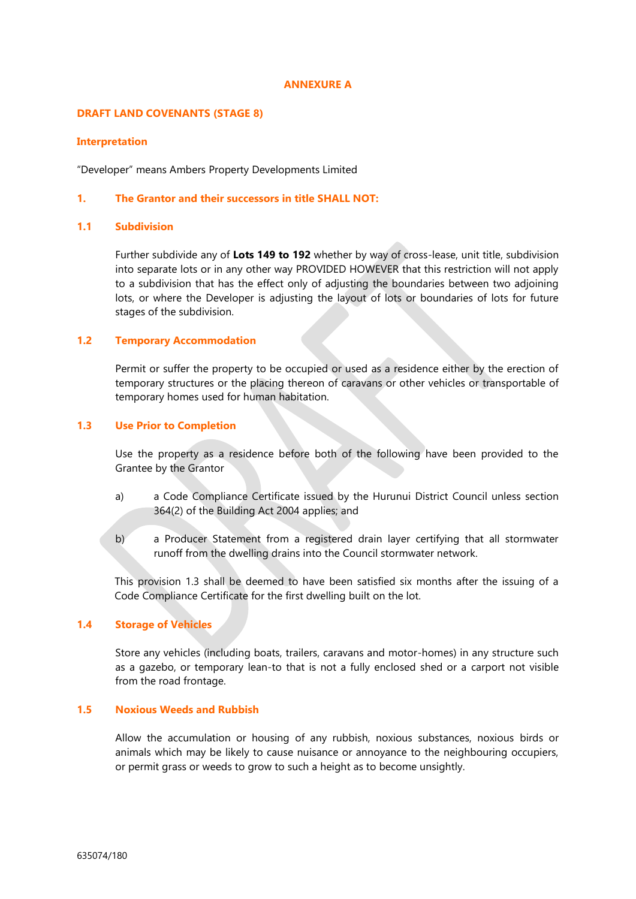# ANNEXURE A

## DRAFT LAND COVENANTS (STAGE 8)

### Interpretation

"Developer" means Ambers Property Developments Limited

### 1. The Grantor and their successors in title SHALL NOT:

#### 1.1 Subdivision

Further subdivide any of **Lots 149 to 192** whether by way of cross-lease, unit title, subdivision into separate lots or in any other way PROVIDED HOWEVER that this restriction will not apply to a subdivision that has the effect only of adjusting the boundaries between two adjoining lots, or where the Developer is adjusting the layout of lots or boundaries of lots for future stages of the subdivision.

#### 1.2 Temporary Accommodation

Permit or suffer the property to be occupied or used as a residence either by the erection of temporary structures or the placing thereon of caravans or other vehicles or transportable of temporary homes used for human habitation.

#### 1.3 Use Prior to Completion

Use the property as a residence before both of the following have been provided to the Grantee by the Grantor

a) a Code Compliance Certificate issued by the Hurunui District Council unless section 364(2) of the Building Act 2004 applies; and

b) a Producer Statement from a registered drain layer certifying that all stormwater runoff from the dwelling drains into the Council stormwater network.

This provision 1.3 shall be deemed to have been satisfied six months after the issuing of a Code Compliance Certificate for the first dwelling built on the lot.

#### 1.4 Storage of Vehicles

Store any vehicles (including boats, trailers, caravans and motor-homes) in any structure such as a gazebo, or temporary lean-to that is not a fully enclosed shed or a carport not visible from the road frontage.

#### 1.5 Noxious Weeds and Rubbish

Allow the accumulation or housing of any rubbish, noxious substances, noxious birds or animals which may be likely to cause nuisance or annoyance to the neighbouring occupiers, or permit grass or weeds to grow to such a height as to become unsightly.

635074/180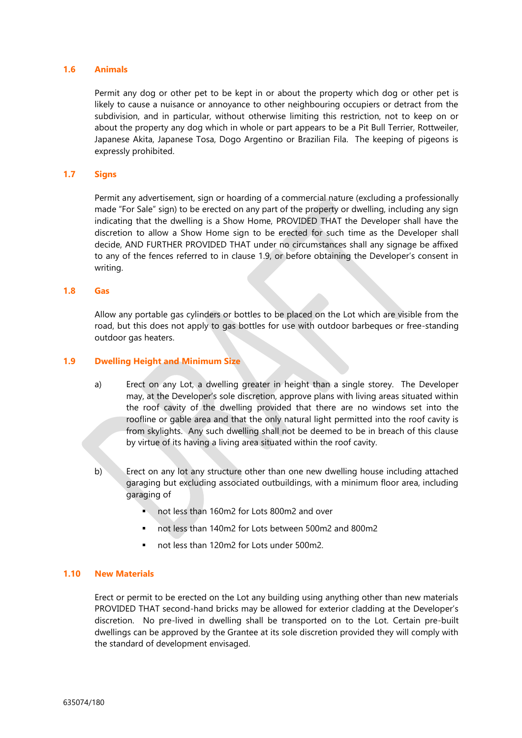### 1.6 Animals

Permit any dog or other pet to be kept in or about the property which dog or other pet is likely to cause a nuisance or annoyance to other neighbouring occupiers or detract from the subdivision, and in particular, without otherwise limiting this restriction, not to keep on or about the property any dog which in whole or part appears to be a Pit Bull Terrier, Rottweiler, Japanese Akita, Japanese Tosa, Dogo Argentino or Brazilian Fila. The keeping of pigeons is expressly prohibited.

### 1.7 Signs

Permit any advertisement, sign or hoarding of a commercial nature (excluding a professionally made "For Sale" sign) to be erected on any part of the property or dwelling, including any sign indicating that the dwelling is a Show Home, PROVIDED THAT the Developer shall have the discretion to allow a Show Home sign to be erected for such time as the Developer shall decide, AND FURTHER PROVIDED THAT under no circumstances shall any signage be affixed to any of the fences referred to in clause 1.9, or before obtaining the Developer's consent in writing.

### 1.8 Gas

Allow any portable gas cylinders or bottles to be placed on the Lot which are visible from the road, but this does not apply to gas bottles for use with outdoor barbeques or free-standing outdoor gas heaters.

### 1.9 Dwelling Height and Minimum Size

a) Erect on any Lot, a dwelling greater in height than a single storey. The Developer may, at the Developer's sole discretion, approve plans with living areas situated within the roof cavity of the dwelling provided that there are no windows set into the roofline or gable area and that the only natural light permitted into the roof cavity is from skylights. Any such dwelling shall not be deemed to be in breach of this clause by virtue of its having a living area situated within the roof cavity.

b) Erect on any lot any structure other than one new dwelling house including attached garaging but excluding associated outbuildings, with a minimum floor area, including garaging of

- not less than 160m2 for Lots 800m2 and over
- not less than 140m2 for Lots between 500m2 and 800m2
- not less than 120m2 for Lots under 500m2.

### 1.10 New Materials

Erect or permit to be erected on the Lot any building using anything other than new materials PROVIDED THAT second-hand bricks may be allowed for exterior cladding at the Developer's discretion. No pre-lived in dwelling shall be transported on to the Lot. Certain pre-built dwellings can be approved by the Grantee at its sole discretion provided they will comply with the standard of development envisaged.

635074/180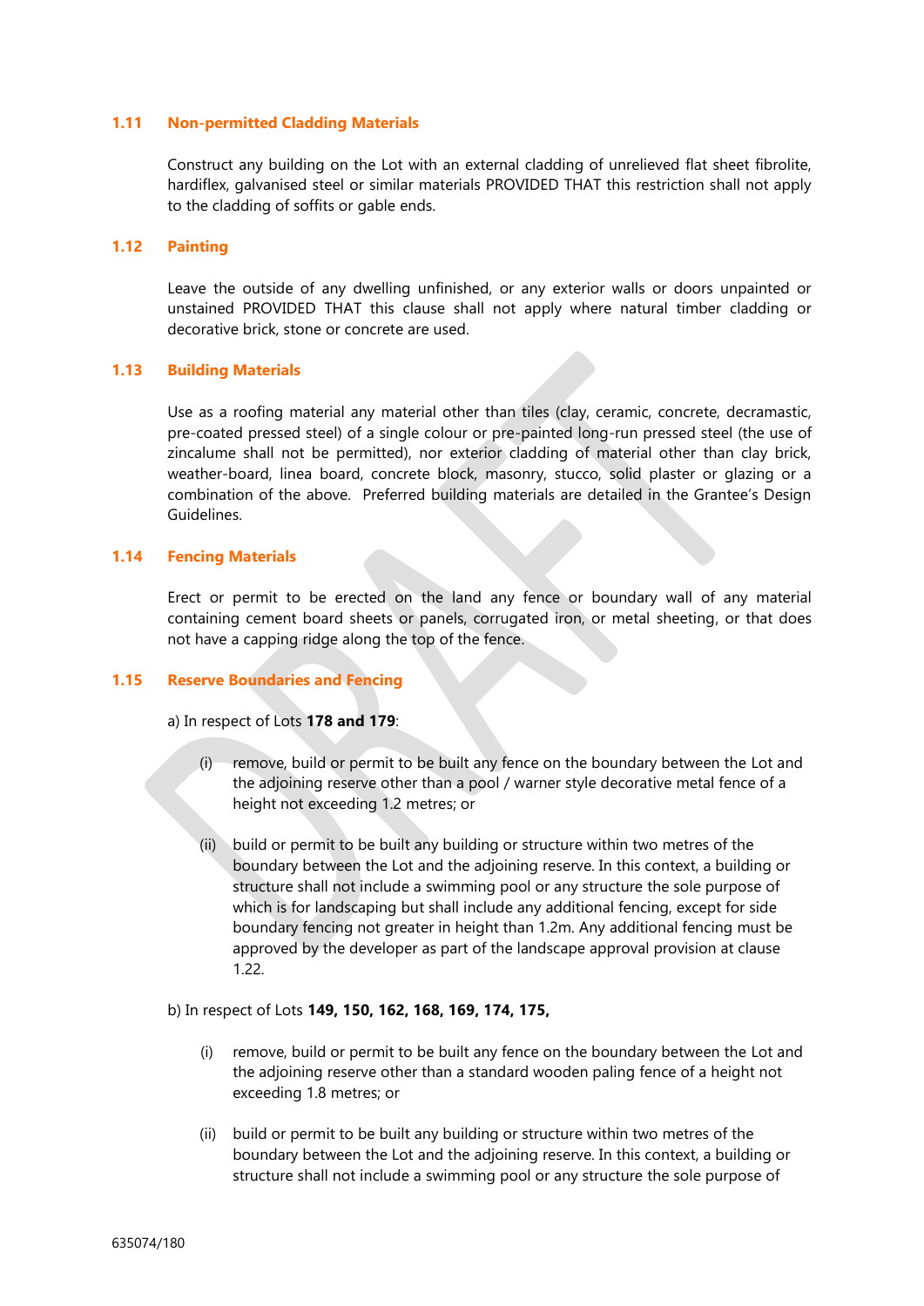### 1.11 Non-permitted Cladding Materials

Construct any building on the Lot with an external cladding of unrelieved flat sheet fibrolite, hardiflex, galvanised steel or similar materials PROVIDED THAT this restriction shall not apply to the cladding of soffits or gable ends.

### 1.12 Painting

Leave the outside of any dwelling unfinished, or any exterior walls or doors unpainted or unstained PROVIDED THAT this clause shall not apply where natural timber cladding or decorative brick, stone or concrete are used.

### 1.13 Building Materials

Use as a roofing material any material other than tiles (clay, ceramic, concrete, decramastic, pre-coated pressed steel) of a single colour or pre-painted long-run pressed steel (the use of zincalume shall not be permitted), nor exterior cladding of material other than clay brick, weather-board, linea board, concrete block, masonry, stucco, solid plaster or glazing or a combination of the above. Preferred building materials are detailed in the Grantee's Design Guidelines.

### 1.14 Fencing Materials

Erect or permit to be erected on the land any fence or boundary wall of any material containing cement board sheets or panels, corrugated iron, or metal sheeting, or that does not have a capping ridge along the top of the fence.

### 1.15 Reserve Boundaries and Fencing

a) In respect of Lots **178 and 179**:

(i) remove, build or permit to be built any fence on the boundary between the Lot and the adjoining reserve other than a pool / warner style decorative metal fence of a height not exceeding 1.2 metres; or

(ii) build or permit to be built any building or structure within two metres of the boundary between the Lot and the adjoining reserve. In this context, a building or structure shall not include a swimming pool or any structure the sole purpose of which is for landscaping but shall include any additional fencing, except for side boundary fencing not greater in height than 1.2m. Any additional fencing must be approved by the developer as part of the landscape approval provision at clause 1.22.

b) In respect of Lots **149, 150, 162, 168, 169, 174, 175,**

(i) remove, build or permit to be built any fence on the boundary between the Lot and the adjoining reserve other than a standard wooden paling fence of a height not exceeding 1.8 metres; or

(ii) build or permit to be built any building or structure within two metres of the boundary between the Lot and the adjoining reserve. In this context, a building or structure shall not include a swimming pool or any structure the sole purpose of

635074/180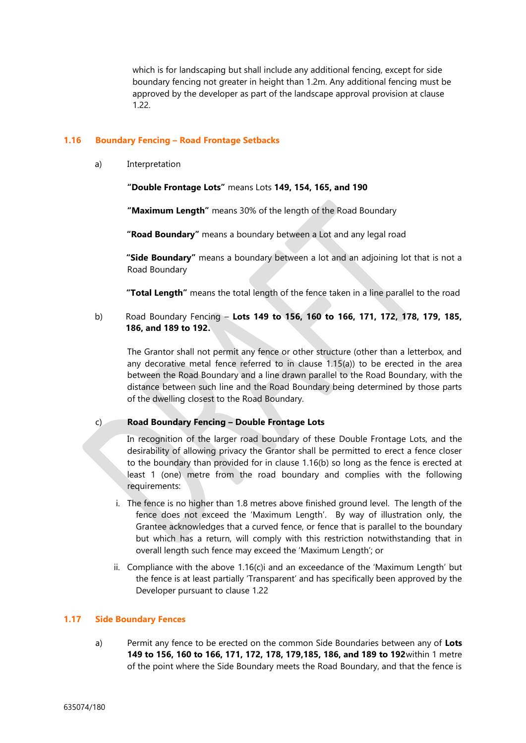which is for landscaping but shall include any additional fencing, except for side boundary fencing not greater in height than 1.2m. Any additional fencing must be approved by the developer as part of the landscape approval provision at clause 1.22.

## 1.16 Boundary Fencing – Road Frontage Setbacks

a) Interpretation

**"Double Frontage Lots"** means Lots **149, 154, 165, and 190**

**"Maximum Length"** means 30% of the length of the Road Boundary

**"Road Boundary"** means a boundary between a Lot and any legal road

**"Side Boundary"** means a boundary between a lot and an adjoining lot that is not a Road Boundary

**"Total Length"** means the total length of the fence taken in a line parallel to the road

b) Road Boundary Fencing – **Lots 149 to 156, 160 to 166, 171, 172, 178, 179, 185, 186, and 189 to 192.**

The Grantor shall not permit any fence or other structure (other than a letterbox, and any decorative metal fence referred to in clause 1.15(a)) to be erected in the area between the Road Boundary and a line drawn parallel to the Road Boundary, with the distance between such line and the Road Boundary being determined by those parts of the dwelling closest to the Road Boundary.

c) **Road Boundary Fencing – Double Frontage Lots**

In recognition of the larger road boundary of these Double Frontage Lots, and the desirability of allowing privacy the Grantor shall be permitted to erect a fence closer to the boundary than provided for in clause 1.16(b) so long as the fence is erected at least 1 (one) metre from the road boundary and complies with the following requirements:

i. The fence is no higher than 1.8 metres above finished ground level. The length of the fence does not exceed the 'Maximum Length'. By way of illustration only, the Grantee acknowledges that a curved fence, or fence that is parallel to the boundary but which has a return, will comply with this restriction notwithstanding that in overall length such fence may exceed the 'Maximum Length'; or

ii. Compliance with the above 1.16(c)i and an exceedance of the 'Maximum Length' but the fence is at least partially 'Transparent' and has specifically been approved by the Developer pursuant to clause 1.22

## 1.17 Side Boundary Fences

a) Permit any fence to be erected on the common Side Boundaries between any of **Lots 149 to 156, 160 to 166, 171, 172, 178, 179,185, 186, and 189 to 192**within 1 metre of the point where the Side Boundary meets the Road Boundary, and that the fence is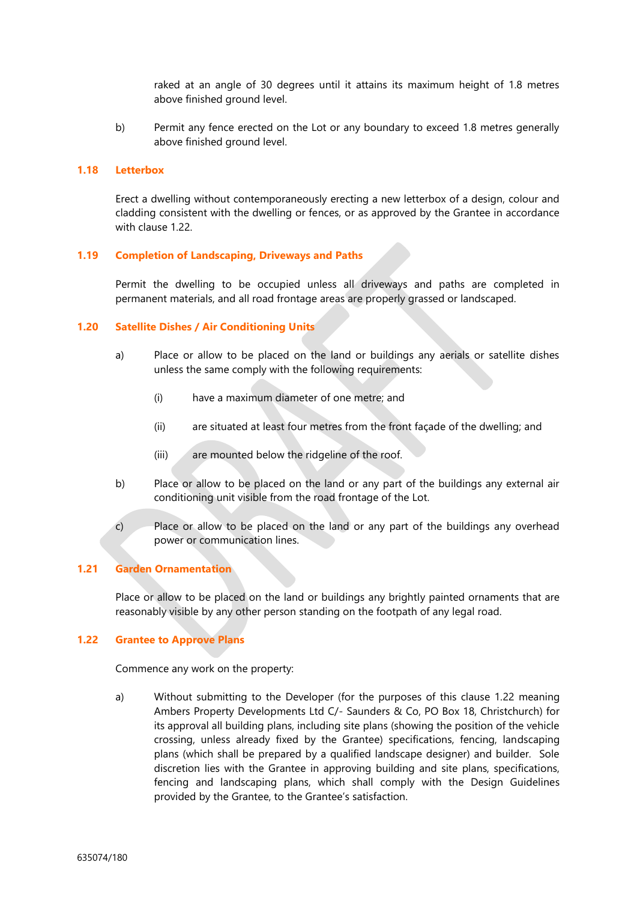raked at an angle of 30 degrees until it attains its maximum height of 1.8 metres above finished ground level.

b) Permit any fence erected on the Lot or any boundary to exceed 1.8 metres generally above finished ground level.

### 1.18 Letterbox

Erect a dwelling without contemporaneously erecting a new letterbox of a design, colour and cladding consistent with the dwelling or fences, or as approved by the Grantee in accordance with clause 1.22.

### 1.19 Completion of Landscaping, Driveways and Paths

Permit the dwelling to be occupied unless all driveways and paths are completed in permanent materials, and all road frontage areas are properly grassed or landscaped.

### 1.20 Satellite Dishes / Air Conditioning Units

a) Place or allow to be placed on the land or buildings any aerials or satellite dishes unless the same comply with the following requirements:

   (i) have a maximum diameter of one metre; and

   (ii) are situated at least four metres from the front façade of the dwelling; and

   (iii) are mounted below the ridgeline of the roof.

b) Place or allow to be placed on the land or any part of the buildings any external air conditioning unit visible from the road frontage of the Lot.

c) Place or allow to be placed on the land or any part of the buildings any overhead power or communication lines.

### 1.21 Garden Ornamentation

Place or allow to be placed on the land or buildings any brightly painted ornaments that are reasonably visible by any other person standing on the footpath of any legal road.

### 1.22 Grantee to Approve Plans

Commence any work on the property:

a) Without submitting to the Developer (for the purposes of this clause 1.22 meaning Ambers Property Developments Ltd C/- Saunders & Co, PO Box 18, Christchurch) for its approval all building plans, including site plans (showing the position of the vehicle crossing, unless already fixed by the Grantee) specifications, fencing, landscaping plans (which shall be prepared by a qualified landscape designer) and builder. Sole discretion lies with the Grantee in approving building and site plans, specifications, fencing and landscaping plans, which shall comply with the Design Guidelines provided by the Grantee, to the Grantee's satisfaction.

635074/180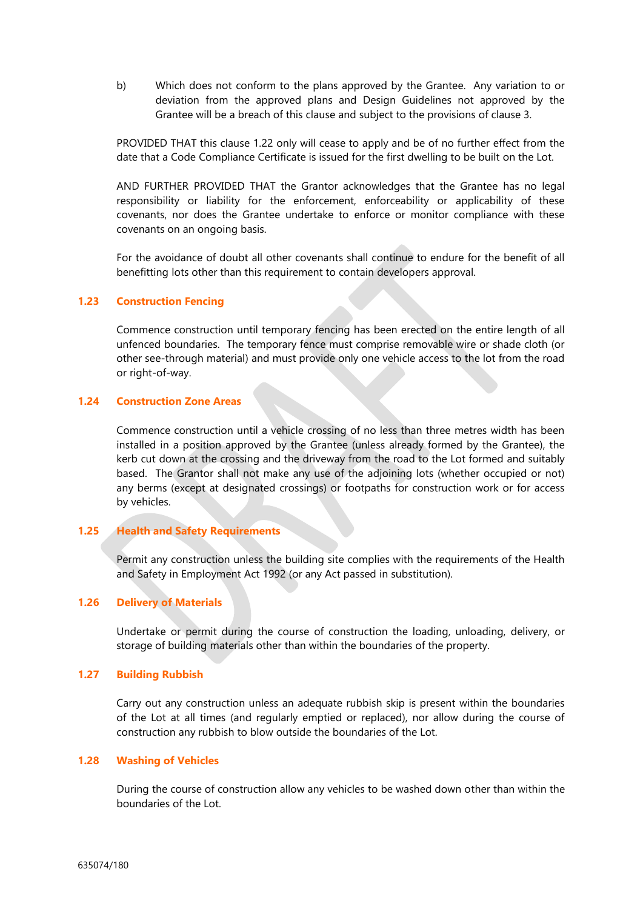b) Which does not conform to the plans approved by the Grantee. Any variation to or deviation from the approved plans and Design Guidelines not approved by the Grantee will be a breach of this clause and subject to the provisions of clause 3.

PROVIDED THAT this clause 1.22 only will cease to apply and be of no further effect from the date that a Code Compliance Certificate is issued for the first dwelling to be built on the Lot.

AND FURTHER PROVIDED THAT the Grantor acknowledges that the Grantee has no legal responsibility or liability for the enforcement, enforceability or applicability of these covenants, nor does the Grantee undertake to enforce or monitor compliance with these covenants on an ongoing basis.

For the avoidance of doubt all other covenants shall continue to endure for the benefit of all benefitting lots other than this requirement to contain developers approval.

### 1.23 Construction Fencing

Commence construction until temporary fencing has been erected on the entire length of all unfenced boundaries. The temporary fence must comprise removable wire or shade cloth (or other see-through material) and must provide only one vehicle access to the lot from the road or right-of-way.

### 1.24 Construction Zone Areas

Commence construction until a vehicle crossing of no less than three metres width has been installed in a position approved by the Grantee (unless already formed by the Grantee), the kerb cut down at the crossing and the driveway from the road to the Lot formed and suitably based. The Grantor shall not make any use of the adjoining lots (whether occupied or not) any berms (except at designated crossings) or footpaths for construction work or for access by vehicles.

### 1.25 Health and Safety Requirements

Permit any construction unless the building site complies with the requirements of the Health and Safety in Employment Act 1992 (or any Act passed in substitution).

### 1.26 Delivery of Materials

Undertake or permit during the course of construction the loading, unloading, delivery, or storage of building materials other than within the boundaries of the property.

### 1.27 Building Rubbish

Carry out any construction unless an adequate rubbish skip is present within the boundaries of the Lot at all times (and regularly emptied or replaced), nor allow during the course of construction any rubbish to blow outside the boundaries of the Lot.

### 1.28 Washing of Vehicles

During the course of construction allow any vehicles to be washed down other than within the boundaries of the Lot.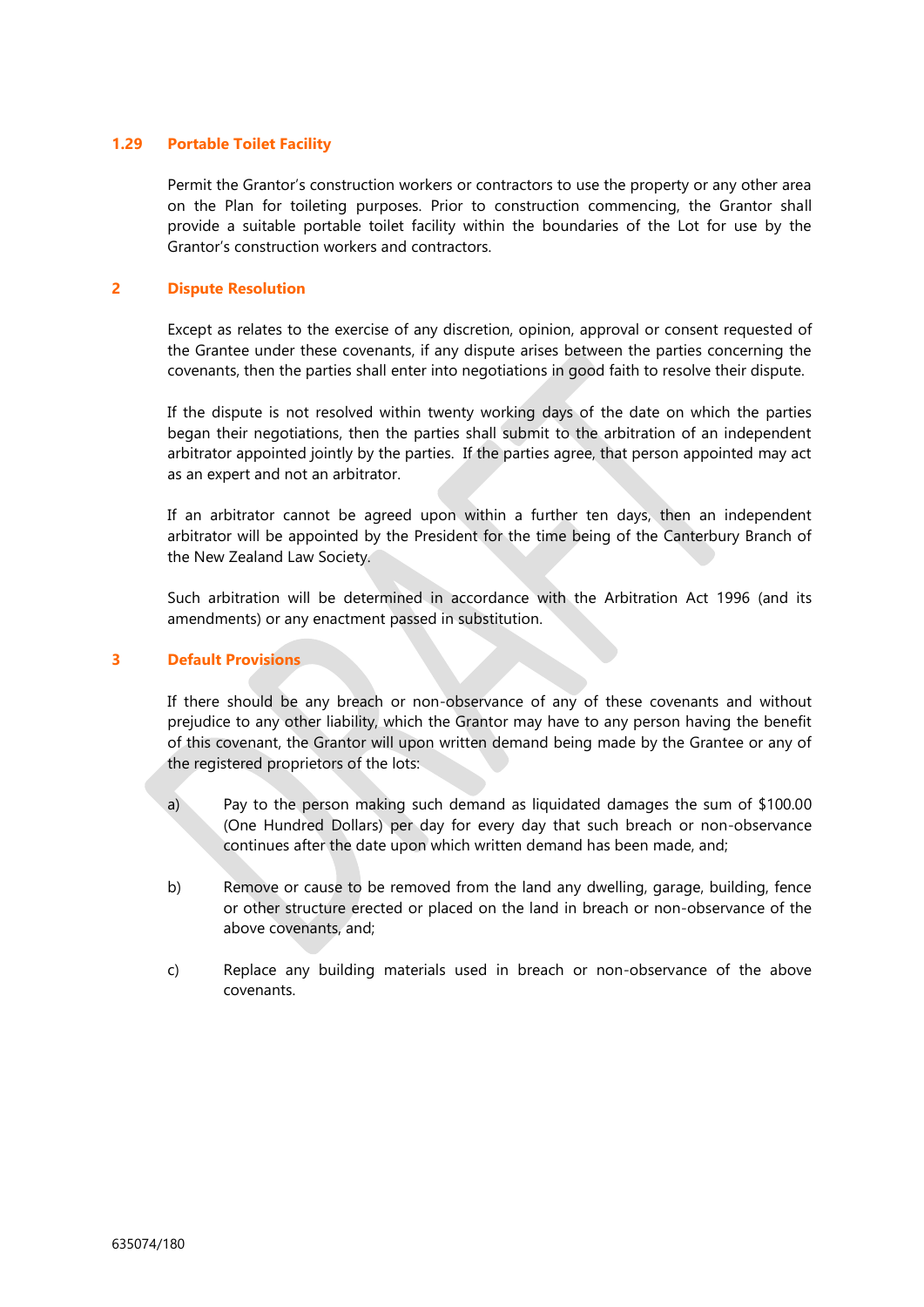### 1.29 Portable Toilet Facility

Permit the Grantor's construction workers or contractors to use the property or any other area on the Plan for toileting purposes. Prior to construction commencing, the Grantor shall provide a suitable portable toilet facility within the boundaries of the Lot for use by the Grantor's construction workers and contractors.

## 2 Dispute Resolution

Except as relates to the exercise of any discretion, opinion, approval or consent requested of the Grantee under these covenants, if any dispute arises between the parties concerning the covenants, then the parties shall enter into negotiations in good faith to resolve their dispute.

If the dispute is not resolved within twenty working days of the date on which the parties began their negotiations, then the parties shall submit to the arbitration of an independent arbitrator appointed jointly by the parties. If the parties agree, that person appointed may act as an expert and not an arbitrator.

If an arbitrator cannot be agreed upon within a further ten days, then an independent arbitrator will be appointed by the President for the time being of the Canterbury Branch of the New Zealand Law Society.

Such arbitration will be determined in accordance with the Arbitration Act 1996 (and its amendments) or any enactment passed in substitution.

## 3 Default Provisions

If there should be any breach or non-observance of any of these covenants and without prejudice to any other liability, which the Grantor may have to any person having the benefit of this covenant, the Grantor will upon written demand being made by the Grantee or any of the registered proprietors of the lots:

a) Pay to the person making such demand as liquidated damages the sum of $100.00 (One Hundred Dollars) per day for every day that such breach or non-observance continues after the date upon which written demand has been made, and;

b) Remove or cause to be removed from the land any dwelling, garage, building, fence or other structure erected or placed on the land in breach or non-observance of the above covenants, and;

c) Replace any building materials used in breach or non-observance of the above covenants.

635074/180